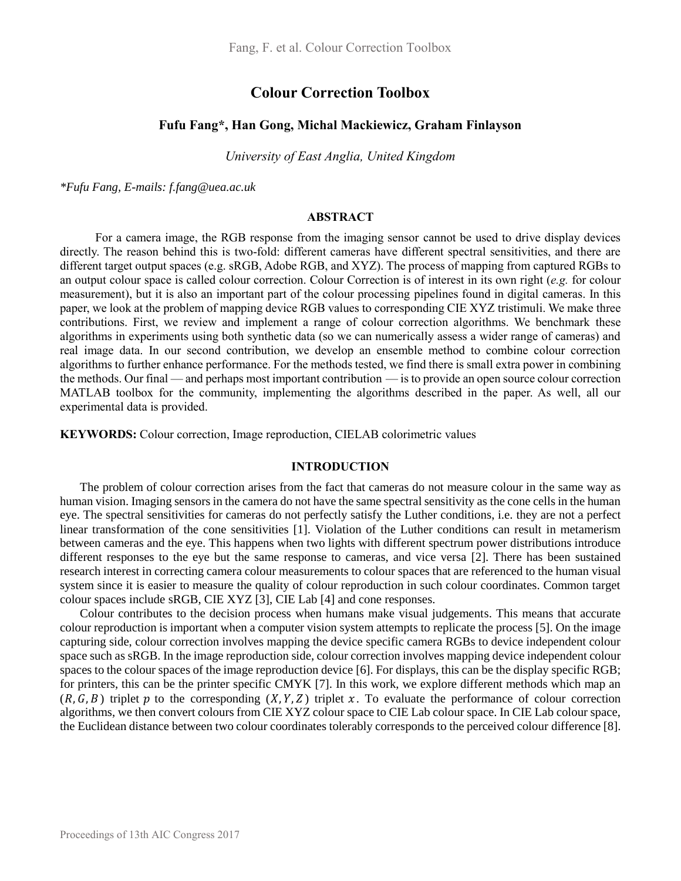# Colour Correction Toolbox

**Fufu Fang*, Han Gong, Michal Mackiewicz, Graham Finlayson**

*University of East Anglia, United Kingdom*

*\*Fufu Fang, E-mails: f.fang@uea.ac.uk*

## ABSTRACT

For a camera image, the RGB response from the imaging sensor cannot be used to drive display devices directly. The reason behind this is two-fold: different cameras have different spectral sensitivities, and there are different target output spaces (e.g. sRGB, Adobe RGB, and XYZ). The process of mapping from captured RGBs to an output colour space is called colour correction. Colour Correction is of interest in its own right (*e.g.* for colour measurement), but it is also an important part of the colour processing pipelines found in digital cameras. In this paper, we look at the problem of mapping device RGB values to corresponding CIE XYZ tristimuli. We make three contributions. First, we review and implement a range of colour correction algorithms. We benchmark these algorithms in experiments using both synthetic data (so we can numerically assess a wider range of cameras) and real image data. In our second contribution, we develop an ensemble method to combine colour correction algorithms to further enhance performance. For the methods tested, we find there is small extra power in combining the methods. Our final — and perhaps most important contribution — is to provide an open source colour correction MATLAB toolbox for the community, implementing the algorithms described in the paper. As well, all our experimental data is provided.

**KEYWORDS:** Colour correction, Image reproduction, CIELAB colorimetric values

## INTRODUCTION

The problem of colour correction arises from the fact that cameras do not measure colour in the same way as human vision. Imaging sensors in the camera do not have the same spectral sensitivity as the cone cells in the human eye. The spectral sensitivities for cameras do not perfectly satisfy the Luther conditions, i.e. they are not a perfect linear transformation of the cone sensitivities [1]. Violation of the Luther conditions can result in metamerism between cameras and the eye. This happens when two lights with different spectrum power distributions introduce different responses to the eye but the same response to cameras, and vice versa [2]. There has been sustained research interest in correcting camera colour measurements to colour spaces that are referenced to the human visual system since it is easier to measure the quality of colour reproduction in such colour coordinates. Common target colour spaces include sRGB, CIE XYZ [3], CIE Lab [4] and cone responses.

Colour contributes to the decision process when humans make visual judgements. This means that accurate colour reproduction is important when a computer vision system attempts to replicate the process [5]. On the image capturing side, colour correction involves mapping the device specific camera RGBs to device independent colour space such as sRGB. In the image reproduction side, colour correction involves mapping device independent colour spaces to the colour spaces of the image reproduction device [6]. For displays, this can be the display specific RGB; for printers, this can be the printer specific CMYK [7]. In this work, we explore different methods which map an $(R, G, B)$ triplet $p$ to the corresponding $(X, Y, Z)$ triplet $x$. To evaluate the performance of colour correction algorithms, we then convert colours from CIE XYZ colour space to CIE Lab colour space. In CIE Lab colour space, the Euclidean distance between two colour coordinates tolerably corresponds to the perceived colour difference [8].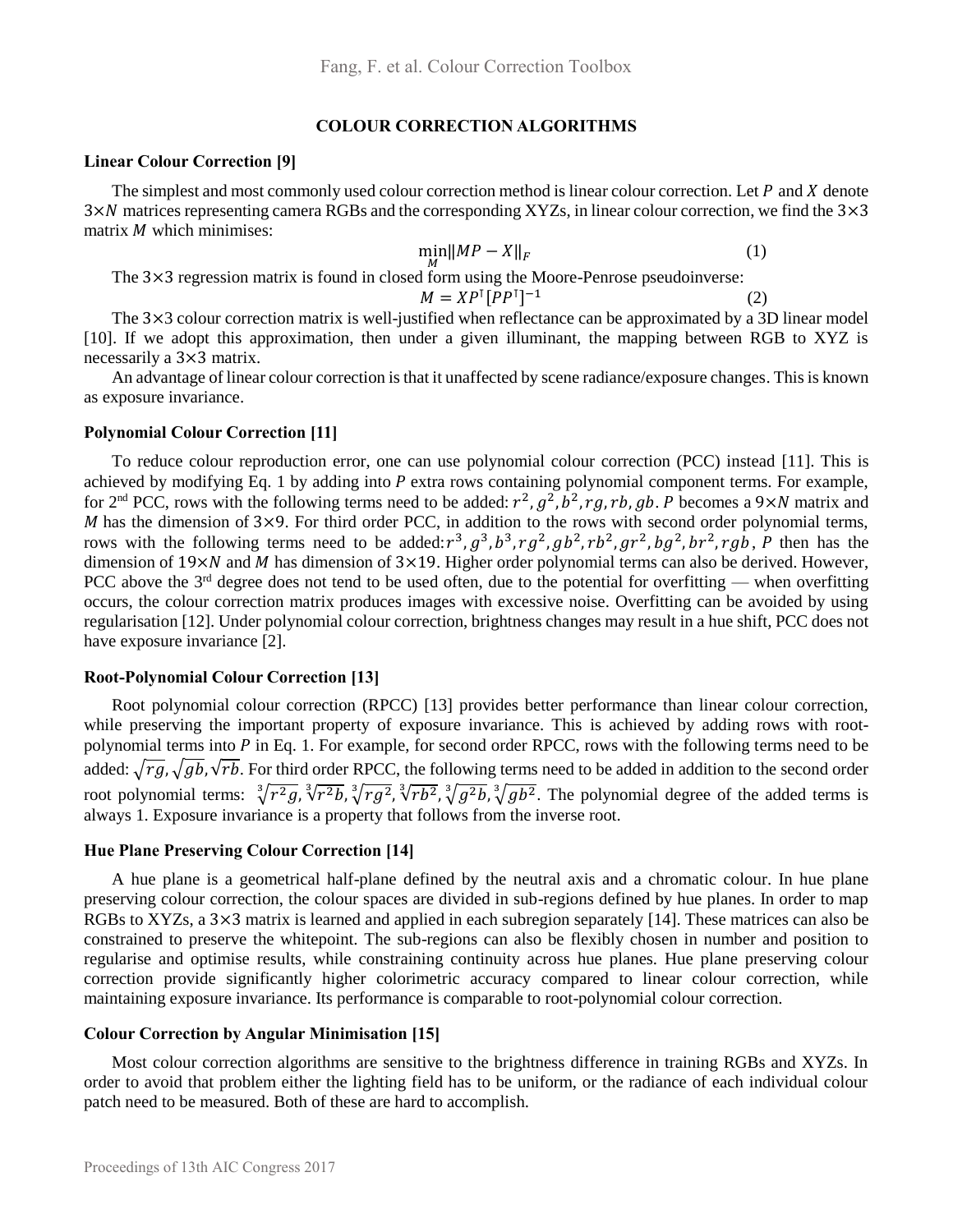## COLOUR CORRECTION ALGORITHMS

### Linear Colour Correction [9]

The simplest and most commonly used colour correction method is linear colour correction. Let $P$ and $X$ denote $3\times N$ matrices representing camera RGBs and the corresponding XYZs, in linear colour correction, we find the $3\times 3$ matrix $M$ which minimises:

$$\min_{M} \|MP - X\|_F \tag{1}$$

The $3\times 3$ regression matrix is found in closed form using the Moore-Penrose pseudoinverse:

$$M = XP^{\intercal}[PP^{\intercal}]^{-1} \tag{2}$$

The $3\times 3$ colour correction matrix is well-justified when reflectance can be approximated by a 3D linear model [10]. If we adopt this approximation, then under a given illuminant, the mapping between RGB to XYZ is necessarily a $3\times 3$ matrix.

An advantage of linear colour correction is that it unaffected by scene radiance/exposure changes. This is known as exposure invariance.

### Polynomial Colour Correction [11]

To reduce colour reproduction error, one can use polynomial colour correction (PCC) instead [11]. This is achieved by modifying Eq. 1 by adding into $P$ extra rows containing polynomial component terms. For example, for 2nd PCC, rows with the following terms need to be added: $r^2, g^2, b^2, rg, rb, gb$. $P$ becomes a $9\times N$ matrix and $M$ has the dimension of $3\times 9$. For third order PCC, in addition to the rows with second order polynomial terms, rows with the following terms need to be added: $r^3, g^3, b^3, rg^2, gb^2, rb^2, gr^2, bg^2, br^2, rgb$, $P$ then has the dimension of $19\times N$ and $M$ has dimension of $3\times 19$. Higher order polynomial terms can also be derived. However, PCC above the 3rd degree does not tend to be used often, due to the potential for overfitting — when overfitting occurs, the colour correction matrix produces images with excessive noise. Overfitting can be avoided by using regularisation [12]. Under polynomial colour correction, brightness changes may result in a hue shift, PCC does not have exposure invariance [2].

### Root-Polynomial Colour Correction [13]

Root polynomial colour correction (RPCC) [13] provides better performance than linear colour correction, while preserving the important property of exposure invariance. This is achieved by adding rows with root-polynomial terms into $P$ in Eq. 1. For example, for second order RPCC, rows with the following terms need to be added: $\sqrt{rg}, \sqrt{gb}, \sqrt{rb}$. For third order RPCC, the following terms need to be added in addition to the second order root polynomial terms: $\sqrt[3]{r^2g}, \sqrt[3]{r^2b}, \sqrt[3]{rg^2}, \sqrt[3]{rb^2}, \sqrt[3]{g^2b}, \sqrt[3]{gb^2}$. The polynomial degree of the added terms is always 1. Exposure invariance is a property that follows from the inverse root.

### Hue Plane Preserving Colour Correction [14]

A hue plane is a geometrical half-plane defined by the neutral axis and a chromatic colour. In hue plane preserving colour correction, the colour spaces are divided in sub-regions defined by hue planes. In order to map RGBs to XYZs, a $3\times 3$ matrix is learned and applied in each subregion separately [14]. These matrices can also be constrained to preserve the whitepoint. The sub-regions can also be flexibly chosen in number and position to regularise and optimise results, while constraining continuity across hue planes. Hue plane preserving colour correction provide significantly higher colorimetric accuracy compared to linear colour correction, while maintaining exposure invariance. Its performance is comparable to root-polynomial colour correction.

### Colour Correction by Angular Minimisation [15]

Most colour correction algorithms are sensitive to the brightness difference in training RGBs and XYZs. In order to avoid that problem either the lighting field has to be uniform, or the radiance of each individual colour patch need to be measured. Both of these are hard to accomplish.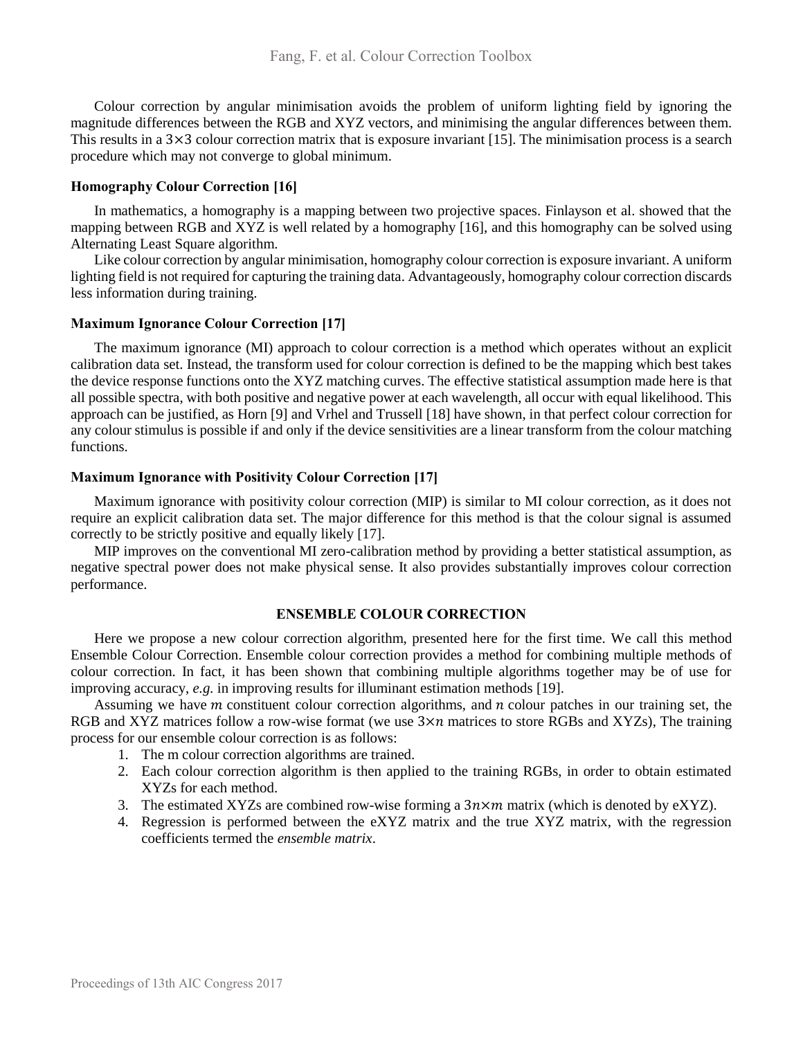Colour correction by angular minimisation avoids the problem of uniform lighting field by ignoring the magnitude differences between the RGB and XYZ vectors, and minimising the angular differences between them. This results in a $3\times3$ colour correction matrix that is exposure invariant [15]. The minimisation process is a search procedure which may not converge to global minimum.

### Homography Colour Correction [16]

In mathematics, a homography is a mapping between two projective spaces. Finlayson et al. showed that the mapping between RGB and XYZ is well related by a homography [16], and this homography can be solved using Alternating Least Square algorithm.

Like colour correction by angular minimisation, homography colour correction is exposure invariant. A uniform lighting field is not required for capturing the training data. Advantageously, homography colour correction discards less information during training.

### Maximum Ignorance Colour Correction [17]

The maximum ignorance (MI) approach to colour correction is a method which operates without an explicit calibration data set. Instead, the transform used for colour correction is defined to be the mapping which best takes the device response functions onto the XYZ matching curves. The effective statistical assumption made here is that all possible spectra, with both positive and negative power at each wavelength, all occur with equal likelihood. This approach can be justified, as Horn [9] and Vrhel and Trussell [18] have shown, in that perfect colour correction for any colour stimulus is possible if and only if the device sensitivities are a linear transform from the colour matching functions.

### Maximum Ignorance with Positivity Colour Correction [17]

Maximum ignorance with positivity colour correction (MIP) is similar to MI colour correction, as it does not require an explicit calibration data set. The major difference for this method is that the colour signal is assumed correctly to be strictly positive and equally likely [17].

MIP improves on the conventional MI zero-calibration method by providing a better statistical assumption, as negative spectral power does not make physical sense. It also provides substantially improves colour correction performance.

## ENSEMBLE COLOUR CORRECTION

Here we propose a new colour correction algorithm, presented here for the first time. We call this method Ensemble Colour Correction. Ensemble colour correction provides a method for combining multiple methods of colour correction. In fact, it has been shown that combining multiple algorithms together may be of use for improving accuracy, *e.g.* in improving results for illuminant estimation methods [19].

Assuming we have $m$ constituent colour correction algorithms, and $n$ colour patches in our training set, the RGB and XYZ matrices follow a row-wise format (we use $3\times n$ matrices to store RGBs and XYZs), The training process for our ensemble colour correction is as follows:

1. The m colour correction algorithms are trained.
2. Each colour correction algorithm is then applied to the training RGBs, in order to obtain estimated XYZs for each method.
3. The estimated XYZs are combined row-wise forming a $3n\times m$ matrix (which is denoted by eXYZ).
4. Regression is performed between the eXYZ matrix and the true XYZ matrix, with the regression coefficients termed the *ensemble matrix*.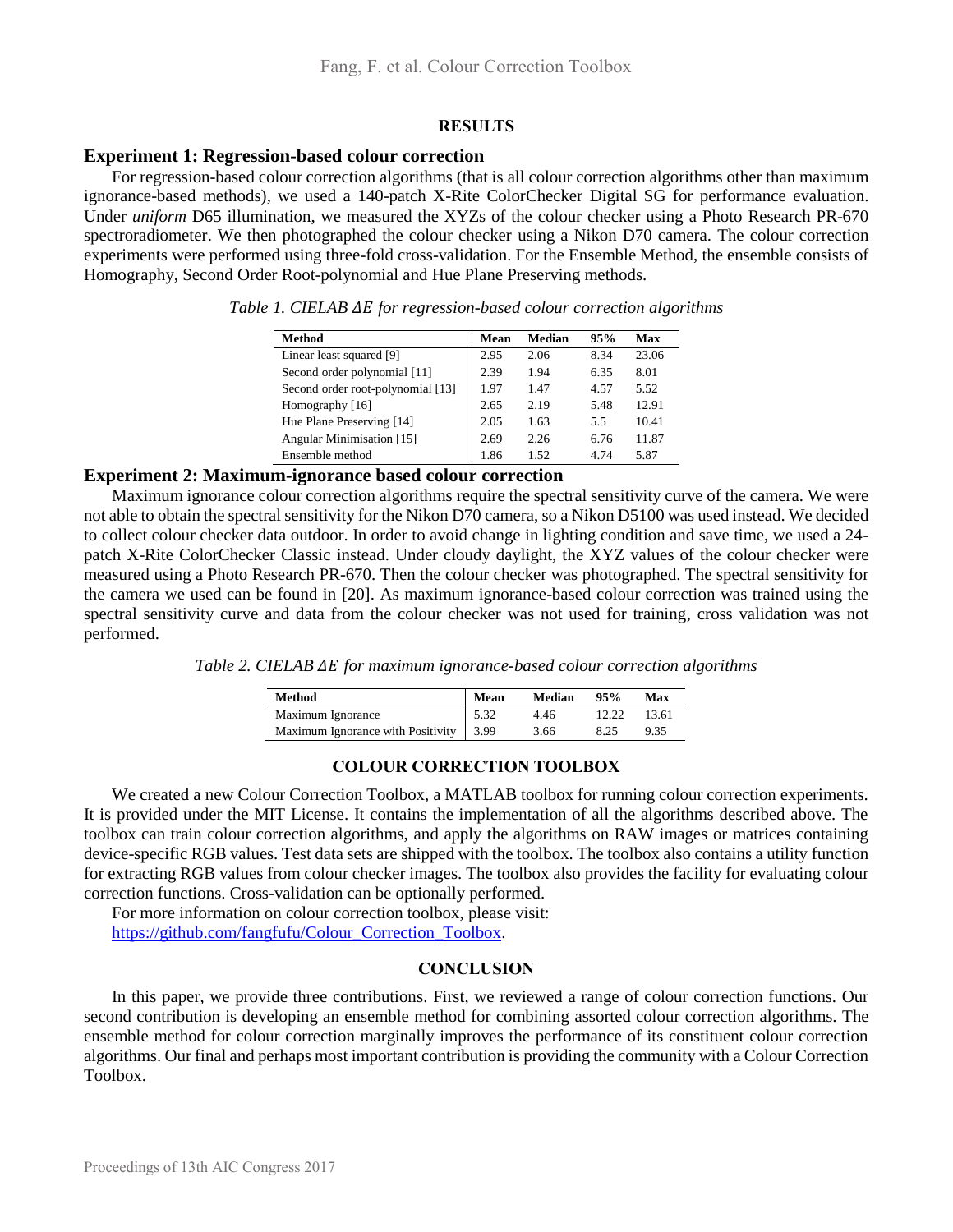## RESULTS

### Experiment 1: Regression-based colour correction

For regression-based colour correction algorithms (that is all colour correction algorithms other than maximum ignorance-based methods), we used a 140-patch X-Rite ColorChecker Digital SG for performance evaluation. Under *uniform* D65 illumination, we measured the XYZs of the colour checker using a Photo Research PR-670 spectroradiometer. We then photographed the colour checker using a Nikon D70 camera. The colour correction experiments were performed using three-fold cross-validation. For the Ensemble Method, the ensemble consists of Homography, Second Order Root-polynomial and Hue Plane Preserving methods.

*Table 1. CIELAB $\Delta E$ for regression-based colour correction algorithms*

| Method | Mean | Median | 95% | Max |
| --- | --- | --- | --- | --- |
| Linear least squared [9] | 2.95 | 2.06 | 8.34 | 23.06 |
| Second order polynomial [11] | 2.39 | 1.94 | 6.35 | 8.01 |
| Second order root-polynomial [13] | 1.97 | 1.47 | 4.57 | 5.52 |
| Homography [16] | 2.65 | 2.19 | 5.48 | 12.91 |
| Hue Plane Preserving [14] | 2.05 | 1.63 | 5.5 | 10.41 |
| Angular Minimisation [15] | 2.69 | 2.26 | 6.76 | 11.87 |
| Ensemble method | 1.86 | 1.52 | 4.74 | 5.87 |

### Experiment 2: Maximum-ignorance based colour correction

Maximum ignorance colour correction algorithms require the spectral sensitivity curve of the camera. We were not able to obtain the spectral sensitivity for the Nikon D70 camera, so a Nikon D5100 was used instead. We decided to collect colour checker data outdoor. In order to avoid change in lighting condition and save time, we used a 24-patch X-Rite ColorChecker Classic instead. Under cloudy daylight, the XYZ values of the colour checker were measured using a Photo Research PR-670. Then the colour checker was photographed. The spectral sensitivity for the camera we used can be found in [20]. As maximum ignorance-based colour correction was trained using the spectral sensitivity curve and data from the colour checker was not used for training, cross validation was not performed.

*Table 2. CIELAB $\Delta E$ for maximum ignorance-based colour correction algorithms*

| Method | Mean | Median | 95% | Max |
| --- | --- | --- | --- | --- |
| Maximum Ignorance | 5.32 | 4.46 | 12.22 | 13.61 |
| Maximum Ignorance with Positivity | 3.99 | 3.66 | 8.25 | 9.35 |

## COLOUR CORRECTION TOOLBOX

We created a new Colour Correction Toolbox, a MATLAB toolbox for running colour correction experiments. It is provided under the MIT License. It contains the implementation of all the algorithms described above. The toolbox can train colour correction algorithms, and apply the algorithms on RAW images or matrices containing device-specific RGB values. Test data sets are shipped with the toolbox. The toolbox also contains a utility function for extracting RGB values from colour checker images. The toolbox also provides the facility for evaluating colour correction functions. Cross-validation can be optionally performed.

For more information on colour correction toolbox, please visit: https://github.com/fangfufu/Colour_Correction_Toolbox.

## CONCLUSION

In this paper, we provide three contributions. First, we reviewed a range of colour correction functions. Our second contribution is developing an ensemble method for combining assorted colour correction algorithms. The ensemble method for colour correction marginally improves the performance of its constituent colour correction algorithms. Our final and perhaps most important contribution is providing the community with a Colour Correction Toolbox.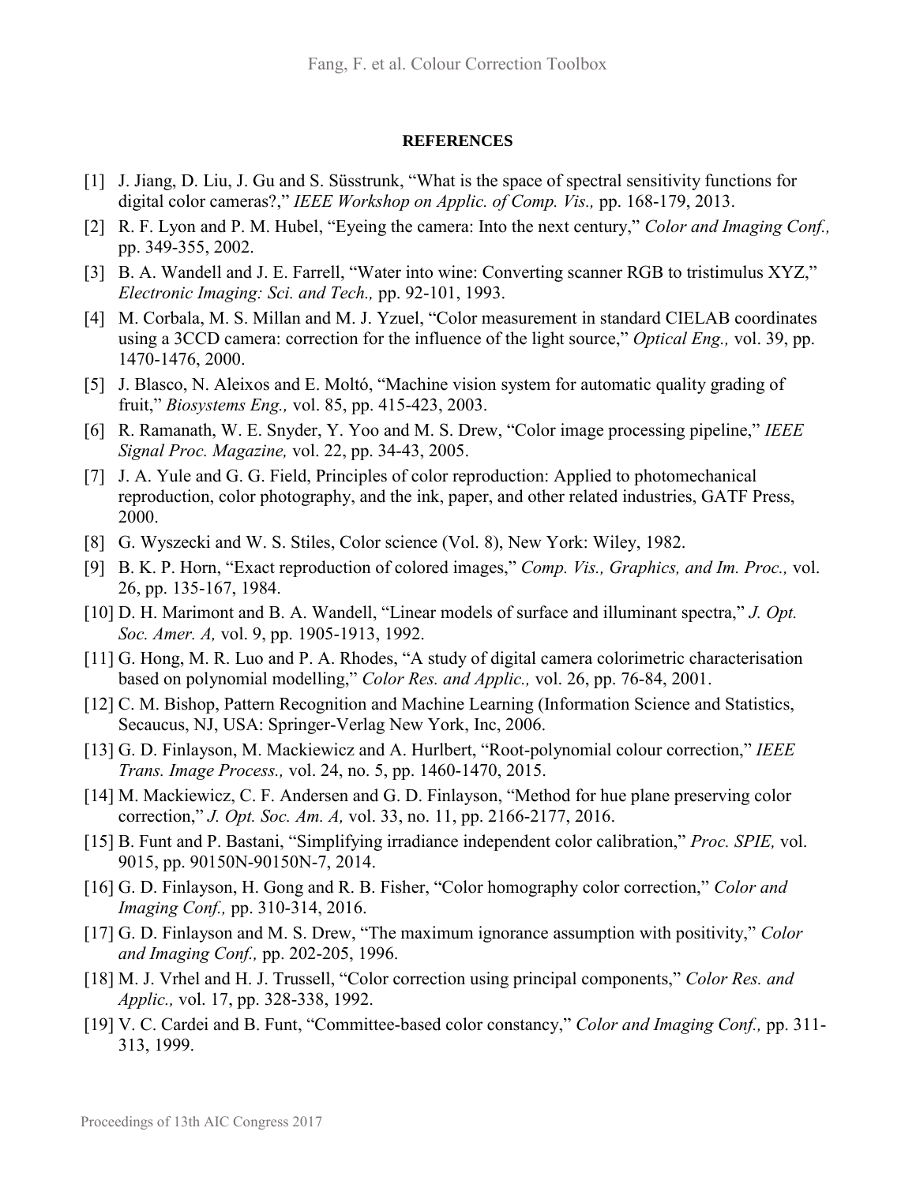**REFERENCES**

[1] J. Jiang, D. Liu, J. Gu and S. Süsstrunk, "What is the space of spectral sensitivity functions for digital color cameras?," *IEEE Workshop on Applic. of Comp. Vis.,* pp. 168-179, 2013.

[2] R. F. Lyon and P. M. Hubel, "Eyeing the camera: Into the next century," *Color and Imaging Conf.,* pp. 349-355, 2002.

[3] B. A. Wandell and J. E. Farrell, "Water into wine: Converting scanner RGB to tristimulus XYZ," *Electronic Imaging: Sci. and Tech.,* pp. 92-101, 1993.

[4] M. Corbala, M. S. Millan and M. J. Yzuel, "Color measurement in standard CIELAB coordinates using a 3CCD camera: correction for the influence of the light source," *Optical Eng.,* vol. 39, pp. 1470-1476, 2000.

[5] J. Blasco, N. Aleixos and E. Moltó, "Machine vision system for automatic quality grading of fruit," *Biosystems Eng.,* vol. 85, pp. 415-423, 2003.

[6] R. Ramanath, W. E. Snyder, Y. Yoo and M. S. Drew, "Color image processing pipeline," *IEEE Signal Proc. Magazine,* vol. 22, pp. 34-43, 2005.

[7] J. A. Yule and G. G. Field, Principles of color reproduction: Applied to photomechanical reproduction, color photography, and the ink, paper, and other related industries, GATF Press, 2000.

[8] G. Wyszecki and W. S. Stiles, Color science (Vol. 8), New York: Wiley, 1982.

[9] B. K. P. Horn, "Exact reproduction of colored images," *Comp. Vis., Graphics, and Im. Proc.,* vol. 26, pp. 135-167, 1984.

[10] D. H. Marimont and B. A. Wandell, "Linear models of surface and illuminant spectra," *J. Opt. Soc. Amer. A,* vol. 9, pp. 1905-1913, 1992.

[11] G. Hong, M. R. Luo and P. A. Rhodes, "A study of digital camera colorimetric characterisation based on polynomial modelling," *Color Res. and Applic.,* vol. 26, pp. 76-84, 2001.

[12] C. M. Bishop, Pattern Recognition and Machine Learning (Information Science and Statistics, Secaucus, NJ, USA: Springer-Verlag New York, Inc, 2006.

[13] G. D. Finlayson, M. Mackiewicz and A. Hurlbert, "Root-polynomial colour correction," *IEEE Trans. Image Process.,* vol. 24, no. 5, pp. 1460-1470, 2015.

[14] M. Mackiewicz, C. F. Andersen and G. D. Finlayson, "Method for hue plane preserving color correction," *J. Opt. Soc. Am. A,* vol. 33, no. 11, pp. 2166-2177, 2016.

[15] B. Funt and P. Bastani, "Simplifying irradiance independent color calibration," *Proc. SPIE,* vol. 9015, pp. 90150N-90150N-7, 2014.

[16] G. D. Finlayson, H. Gong and R. B. Fisher, "Color homography color correction," *Color and Imaging Conf.,* pp. 310-314, 2016.

[17] G. D. Finlayson and M. S. Drew, "The maximum ignorance assumption with positivity," *Color and Imaging Conf.,* pp. 202-205, 1996.

[18] M. J. Vrhel and H. J. Trussell, "Color correction using principal components," *Color Res. and Applic.,* vol. 17, pp. 328-338, 1992.

[19] V. C. Cardei and B. Funt, "Committee-based color constancy," *Color and Imaging Conf.,* pp. 311-313, 1999.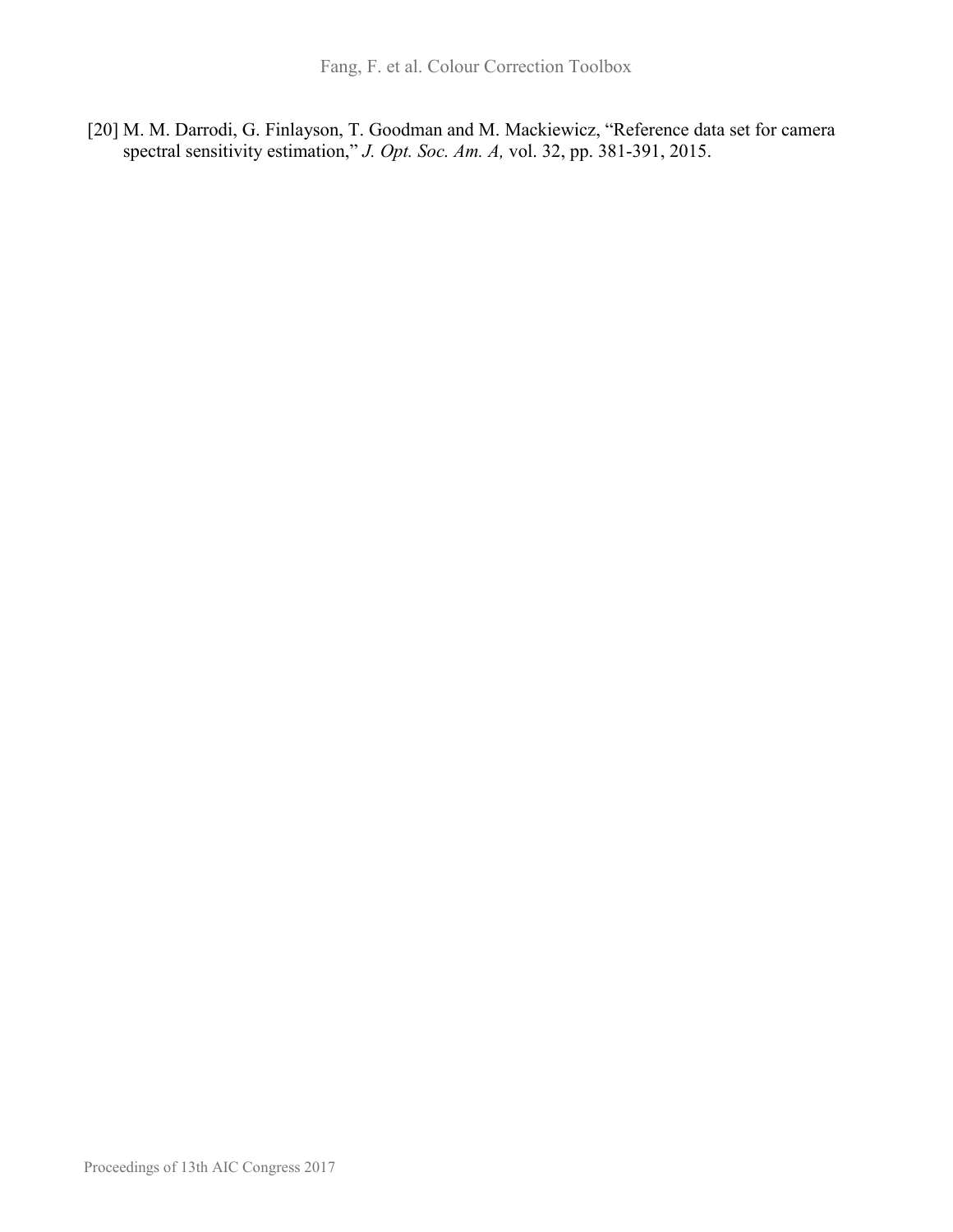[20] M. M. Darrodi, G. Finlayson, T. Goodman and M. Mackiewicz, "Reference data set for camera spectral sensitivity estimation," *J. Opt. Soc. Am. A,* vol. 32, pp. 381-391, 2015.